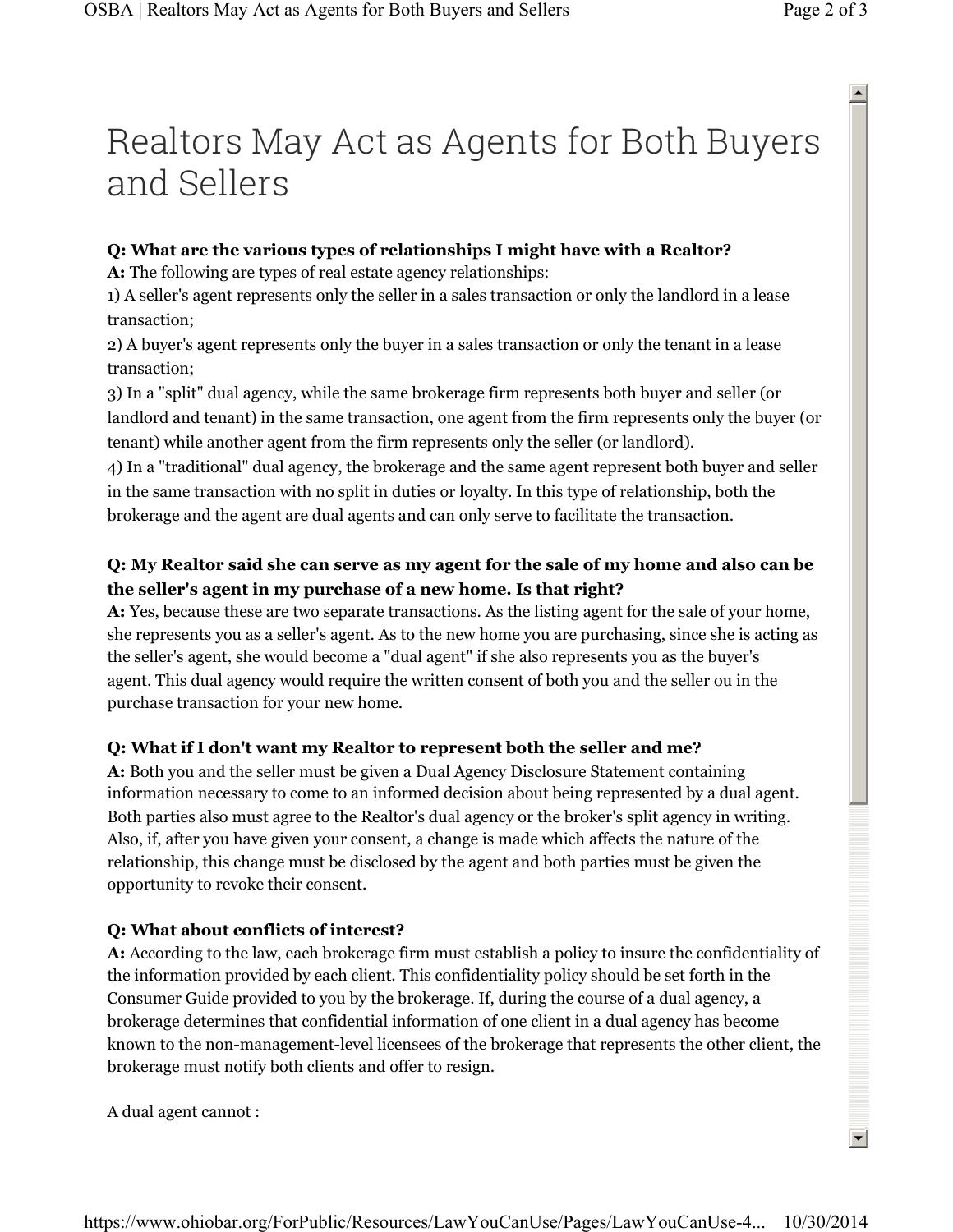# Realtors May Act as Agents for Both Buyers and Sellers

**Q: What are the various types of relationships I might have with a Realtor?**

**A:** The following are types of real estate agency relationships:

1) A seller's agent represents only the seller in a sales transaction or only the landlord in a lease transaction;

2) A buyer's agent represents only the buyer in a sales transaction or only the tenant in a lease transaction;

3) In a "split" dual agency, while the same brokerage firm represents both buyer and seller (or landlord and tenant) in the same transaction, one agent from the firm represents only the buyer (or tenant) while another agent from the firm represents only the seller (or landlord).

4) In a "traditional" dual agency, the brokerage and the same agent represent both buyer and seller in the same transaction with no split in duties or loyalty. In this type of relationship, both the brokerage and the agent are dual agents and can only serve to facilitate the transaction.

**Q: My Realtor said she can serve as my agent for the sale of my home and also can be the seller's agent in my purchase of a new home. Is that right?**

**A:** Yes, because these are two separate transactions. As the listing agent for the sale of your home, she represents you as a seller's agent. As to the new home you are purchasing, since she is acting as the seller's agent, she would become a "dual agent" if she also represents you as the buyer's agent. This dual agency would require the written consent of both you and the seller ou in the purchase transaction for your new home.

**Q: What if I don't want my Realtor to represent both the seller and me?**

**A:** Both you and the seller must be given a Dual Agency Disclosure Statement containing information necessary to come to an informed decision about being represented by a dual agent. Both parties also must agree to the Realtor's dual agency or the broker's split agency in writing. Also, if, after you have given your consent, a change is made which affects the nature of the relationship, this change must be disclosed by the agent and both parties must be given the opportunity to revoke their consent.

**Q: What about conflicts of interest?**

**A:** According to the law, each brokerage firm must establish a policy to insure the confidentiality of the information provided by each client. This confidentiality policy should be set forth in the Consumer Guide provided to you by the brokerage. If, during the course of a dual agency, a brokerage determines that confidential information of one client in a dual agency has become known to the non-management-level licensees of the brokerage that represents the other client, the brokerage must notify both clients and offer to resign.

A dual agent cannot :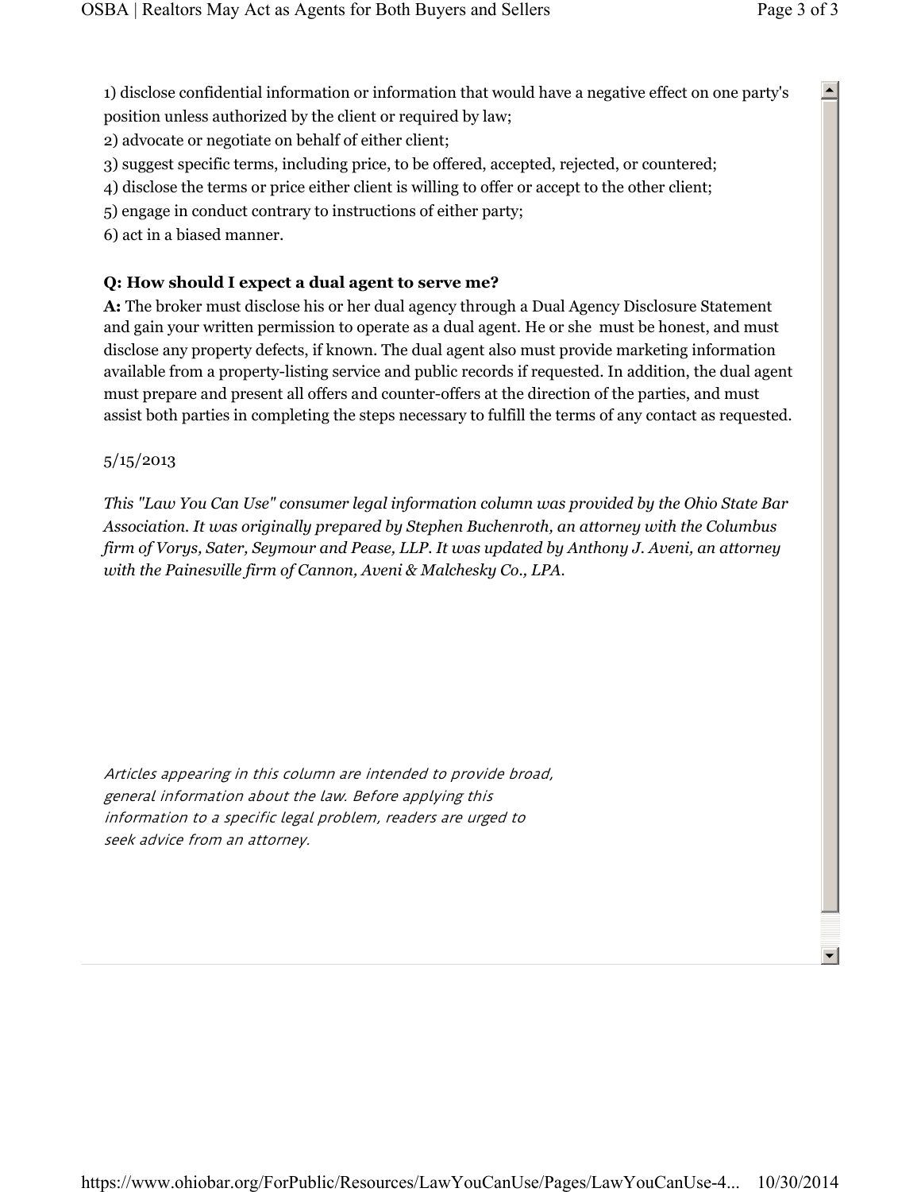1) disclose confidential information or information that would have a negative effect on one party's position unless authorized by the client or required by law;
2) advocate or negotiate on behalf of either client;
3) suggest specific terms, including price, to be offered, accepted, rejected, or countered;
4) disclose the terms or price either client is willing to offer or accept to the other client;
5) engage in conduct contrary to instructions of either party;
6) act in a biased manner.

**Q: How should I expect a dual agent to serve me?**

**A:** The broker must disclose his or her dual agency through a Dual Agency Disclosure Statement and gain your written permission to operate as a dual agent. He or she must be honest, and must disclose any property defects, if known. The dual agent also must provide marketing information available from a property-listing service and public records if requested. In addition, the dual agent must prepare and present all offers and counter-offers at the direction of the parties, and must assist both parties in completing the steps necessary to fulfill the terms of any contact as requested.

5/15/2013

*This "Law You Can Use" consumer legal information column was provided by the Ohio State Bar Association. It was originally prepared by Stephen Buchenroth, an attorney with the Columbus firm of Vorys, Sater, Seymour and Pease, LLP. It was updated by Anthony J. Aveni, an attorney with the Painesville firm of Cannon, Aveni & Malchesky Co., LPA.*

*Articles appearing in this column are intended to provide broad, general information about the law. Before applying this information to a specific legal problem, readers are urged to seek advice from an attorney.*